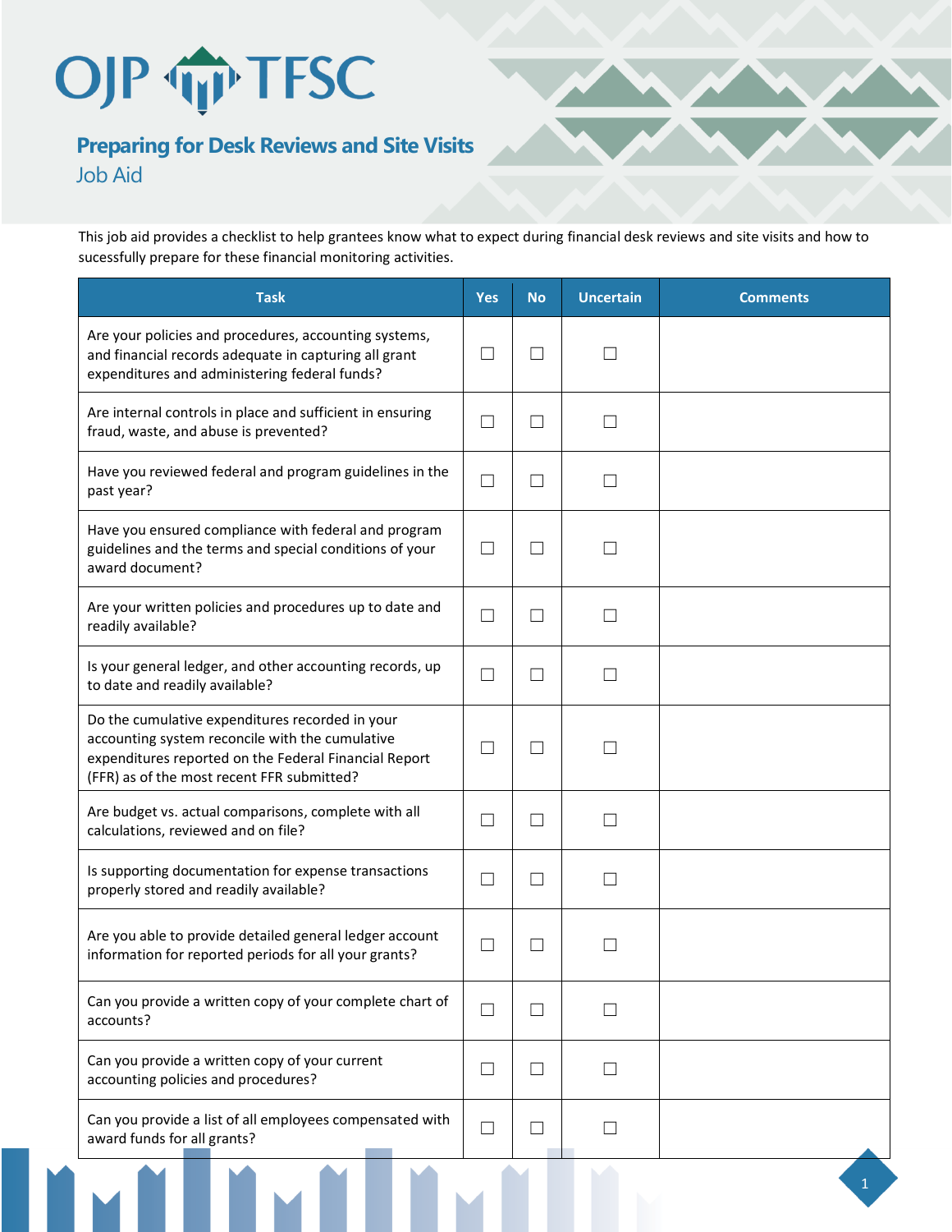# OJP TFSC

## Preparing for Desk Reviews and Site Visits

Job Aid

This job aid provides a checklist to help grantees know what to expect during financial desk reviews and site visits and how to sucessfully prepare for these financial monitoring activities.

| Task | Yes | No | Uncertain | Comments |
|---|---|---|---|---|
| Are your policies and procedures, accounting systems, and financial records adequate in capturing all grant expenditures and administering federal funds? | ☐ | ☐ | ☐ | |
| Are internal controls in place and sufficient in ensuring fraud, waste, and abuse is prevented? | ☐ | ☐ | ☐ | |
| Have you reviewed federal and program guidelines in the past year? | ☐ | ☐ | ☐ | |
| Have you ensured compliance with federal and program guidelines and the terms and special conditions of your award document? | ☐ | ☐ | ☐ | |
| Are your written policies and procedures up to date and readily available? | ☐ | ☐ | ☐ | |
| Is your general ledger, and other accounting records, up to date and readily available? | ☐ | ☐ | ☐ | |
| Do the cumulative expenditures recorded in your accounting system reconcile with the cumulative expenditures reported on the Federal Financial Report (FFR) as of the most recent FFR submitted? | ☐ | ☐ | ☐ | |
| Are budget vs. actual comparisons, complete with all calculations, reviewed and on file? | ☐ | ☐ | ☐ | |
| Is supporting documentation for expense transactions properly stored and readily available? | ☐ | ☐ | ☐ | |
| Are you able to provide detailed general ledger account information for reported periods for all your grants? | ☐ | ☐ | ☐ | |
| Can you provide a written copy of your complete chart of accounts? | ☐ | ☐ | ☐ | |
| Can you provide a written copy of your current accounting policies and procedures? | ☐ | ☐ | ☐ | |
| Can you provide a list of all employees compensated with award funds for all grants? | ☐ | ☐ | ☐ | |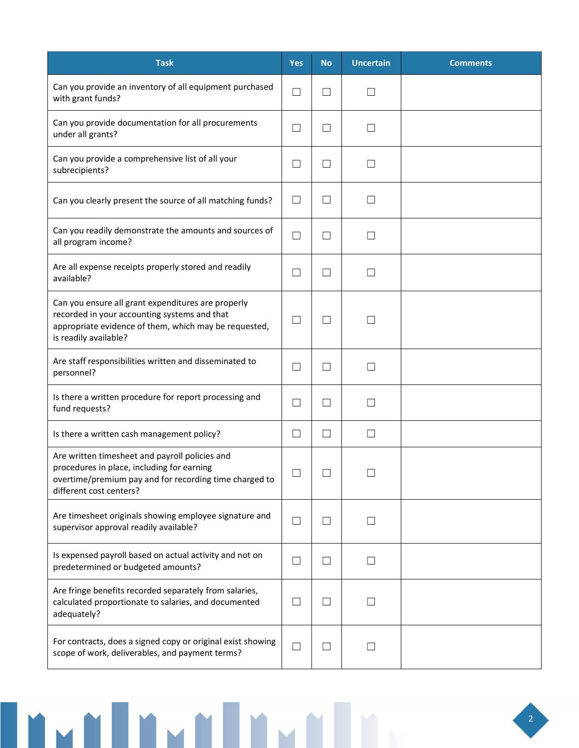| Task | Yes | No | Uncertain | Comments |
|---|---|---|---|---|
| Can you provide an inventory of all equipment purchased with grant funds? | ☐ | ☐ | ☐ | |
| Can you provide documentation for all procurements under all grants? | ☐ | ☐ | ☐ | |
| Can you provide a comprehensive list of all your subrecipients? | ☐ | ☐ | ☐ | |
| Can you clearly present the source of all matching funds? | ☐ | ☐ | ☐ | |
| Can you readily demonstrate the amounts and sources of all program income? | ☐ | ☐ | ☐ | |
| Are all expense receipts properly stored and readily available? | ☐ | ☐ | ☐ | |
| Can you ensure all grant expenditures are properly recorded in your accounting systems and that appropriate evidence of them, which may be requested, is readily available? | ☐ | ☐ | ☐ | |
| Are staff responsibilities written and disseminated to personnel? | ☐ | ☐ | ☐ | |
| Is there a written procedure for report processing and fund requests? | ☐ | ☐ | ☐ | |
| Is there a written cash management policy? | ☐ | ☐ | ☐ | |
| Are written timesheet and payroll policies and procedures in place, including for earning overtime/premium pay and for recording time charged to different cost centers? | ☐ | ☐ | ☐ | |
| Are timesheet originals showing employee signature and supervisor approval readily available? | ☐ | ☐ | ☐ | |
| Is expensed payroll based on actual activity and not on predetermined or budgeted amounts? | ☐ | ☐ | ☐ | |
| Are fringe benefits recorded separately from salaries, calculated proportionate to salaries, and documented adequately? | ☐ | ☐ | ☐ | |
| For contracts, does a signed copy or original exist showing scope of work, deliverables, and payment terms? | ☐ | ☐ | ☐ | |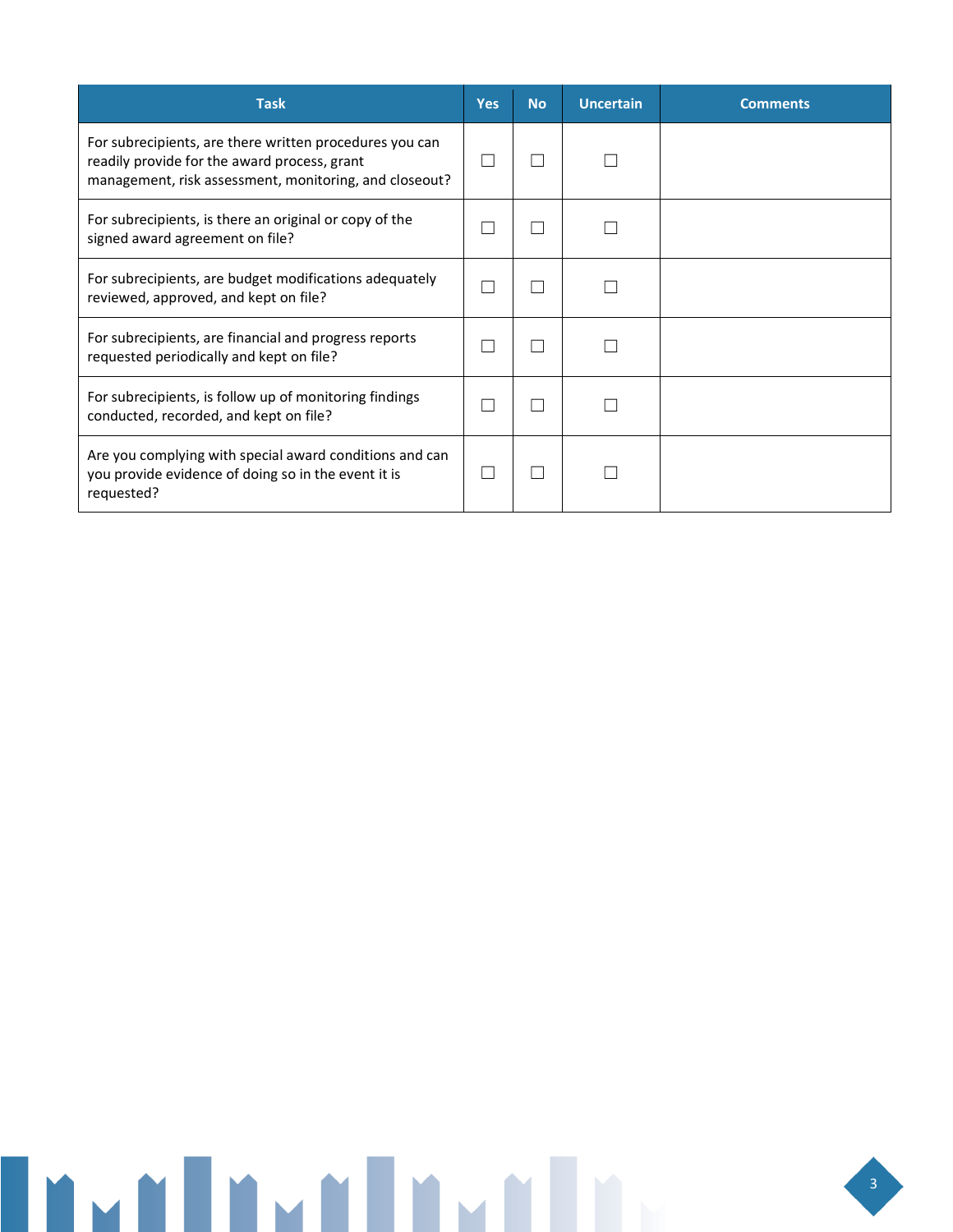| Task | Yes | No | Uncertain | Comments |
|---|---|---|---|---|
| For subrecipients, are there written procedures you can readily provide for the award process, grant management, risk assessment, monitoring, and closeout? | ☐ | ☐ | ☐ | |
| For subrecipients, is there an original or copy of the signed award agreement on file? | ☐ | ☐ | ☐ | |
| For subrecipients, are budget modifications adequately reviewed, approved, and kept on file? | ☐ | ☐ | ☐ | |
| For subrecipients, are financial and progress reports requested periodically and kept on file? | ☐ | ☐ | ☐ | |
| For subrecipients, is follow up of monitoring findings conducted, recorded, and kept on file? | ☐ | ☐ | ☐ | |
| Are you complying with special award conditions and can you provide evidence of doing so in the event it is requested? | ☐ | ☐ | ☐ | |